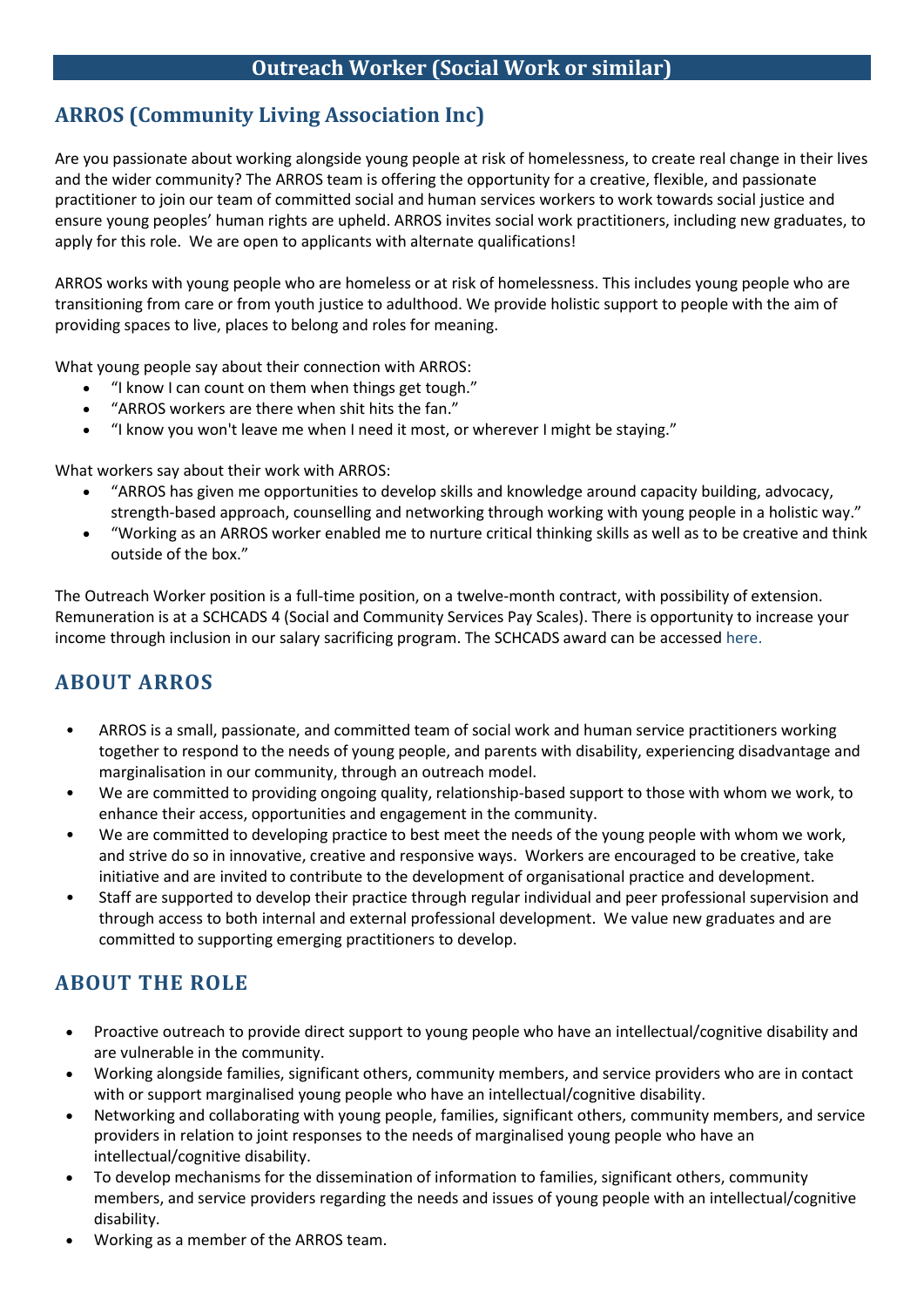# Outreach Worker (Social Work or similar)

## ARROS (Community Living Association Inc)

Are you passionate about working alongside young people at risk of homelessness, to create real change in their lives and the wider community? The ARROS team is offering the opportunity for a creative, flexible, and passionate practitioner to join our team of committed social and human services workers to work towards social justice and ensure young peoples' human rights are upheld. ARROS invites social work practitioners, including new graduates, to apply for this role. We are open to applicants with alternate qualifications!

ARROS works with young people who are homeless or at risk of homelessness. This includes young people who are transitioning from care or from youth justice to adulthood. We provide holistic support to people with the aim of providing spaces to live, places to belong and roles for meaning.

What young people say about their connection with ARROS:

- "I know I can count on them when things get tough."
- "ARROS workers are there when shit hits the fan."
- "I know you won't leave me when I need it most, or wherever I might be staying."

What workers say about their work with ARROS:

- "ARROS has given me opportunities to develop skills and knowledge around capacity building, advocacy, strength-based approach, counselling and networking through working with young people in a holistic way."
- "Working as an ARROS worker enabled me to nurture critical thinking skills as well as to be creative and think outside of the box."

The Outreach Worker position is a full-time position, on a twelve-month contract, with possibility of extension. Remuneration is at a SCHCADS 4 (Social and Community Services Pay Scales). There is opportunity to increase your income through inclusion in our salary sacrificing program. The SCHCADS award can be accessed here.

## ABOUT ARROS

- ARROS is a small, passionate, and committed team of social work and human service practitioners working together to respond to the needs of young people, and parents with disability, experiencing disadvantage and marginalisation in our community, through an outreach model.
- We are committed to providing ongoing quality, relationship-based support to those with whom we work, to enhance their access, opportunities and engagement in the community.
- We are committed to developing practice to best meet the needs of the young people with whom we work, and strive do so in innovative, creative and responsive ways. Workers are encouraged to be creative, take initiative and are invited to contribute to the development of organisational practice and development.
- Staff are supported to develop their practice through regular individual and peer professional supervision and through access to both internal and external professional development. We value new graduates and are committed to supporting emerging practitioners to develop.

## ABOUT THE ROLE

- Proactive outreach to provide direct support to young people who have an intellectual/cognitive disability and are vulnerable in the community.
- Working alongside families, significant others, community members, and service providers who are in contact with or support marginalised young people who have an intellectual/cognitive disability.
- Networking and collaborating with young people, families, significant others, community members, and service providers in relation to joint responses to the needs of marginalised young people who have an intellectual/cognitive disability.
- To develop mechanisms for the dissemination of information to families, significant others, community members, and service providers regarding the needs and issues of young people with an intellectual/cognitive disability.
- Working as a member of the ARROS team.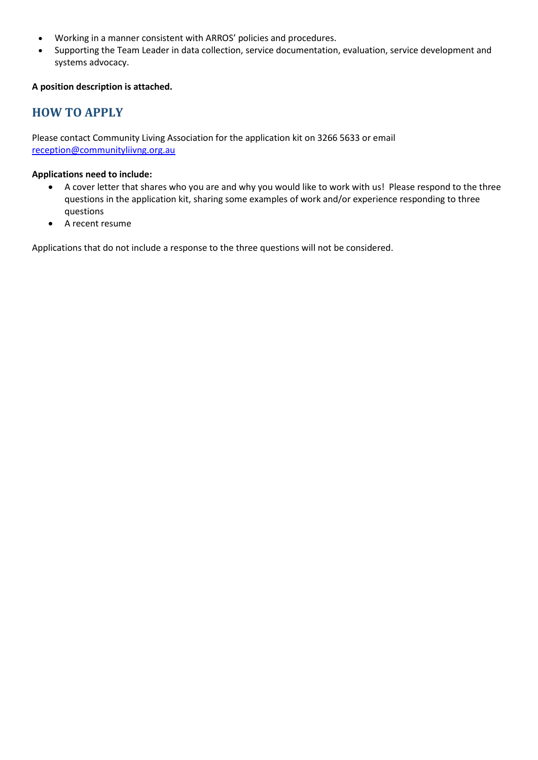- Working in a manner consistent with ARROS' policies and procedures.
- Supporting the Team Leader in data collection, service documentation, evaluation, service development and systems advocacy.

**A position description is attached.**

## HOW TO APPLY

Please contact Community Living Association for the application kit on 3266 5633 or email reception@communityliivng.org.au

**Applications need to include:**

- A cover letter that shares who you are and why you would like to work with us! Please respond to the three questions in the application kit, sharing some examples of work and/or experience responding to three questions
- A recent resume

Applications that do not include a response to the three questions will not be considered.